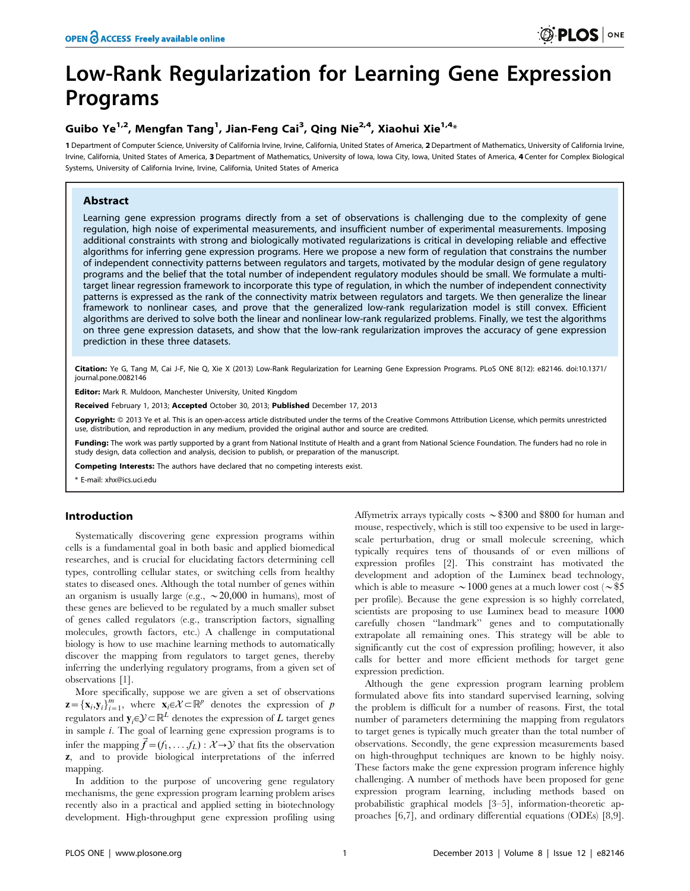# Low-Rank Regularization for Learning Gene Expression Programs

**Guibo Ye[1,2], Mengfan Tang[1], Jian-Feng Cai[3], Qing Nie[2,4], Xiaohui Xie[1,4]***

**1** Department of Computer Science, University of California Irvine, Irvine, California, United States of America, **2** Department of Mathematics, University of California Irvine, Irvine, California, United States of America, **3** Department of Mathematics, University of Iowa, Iowa City, Iowa, United States of America, **4** Center for Complex Biological Systems, University of California Irvine, Irvine, California, United States of America

## Abstract

Learning gene expression programs directly from a set of observations is challenging due to the complexity of gene regulation, high noise of experimental measurements, and insufficient number of experimental measurements. Imposing additional constraints with strong and biologically motivated regularizations is critical in developing reliable and effective algorithms for inferring gene expression programs. Here we propose a new form of regulation that constrains the number of independent connectivity patterns between regulators and targets, motivated by the modular design of gene regulatory programs and the belief that the total number of independent regulatory modules should be small. We formulate a multi-target linear regression framework to incorporate this type of regulation, in which the number of independent connectivity patterns is expressed as the rank of the connectivity matrix between regulators and targets. We then generalize the linear framework to nonlinear cases, and prove that the generalized low-rank regularization model is still convex. Efficient algorithms are derived to solve both the linear and nonlinear low-rank regularized problems. Finally, we test the algorithms on three gene expression datasets, and show that the low-rank regularization improves the accuracy of gene expression prediction in these three datasets.

**Citation:** Ye G, Tang M, Cai J-F, Nie Q, Xie X (2013) Low-Rank Regularization for Learning Gene Expression Programs. PLoS ONE 8(12): e82146. doi:10.1371/journal.pone.0082146

**Editor:** Mark R. Muldoon, Manchester University, United Kingdom

**Received** February 1, 2013; **Accepted** October 30, 2013; **Published** December 17, 2013

**Copyright:** © 2013 Ye et al. This is an open-access article distributed under the terms of the Creative Commons Attribution License, which permits unrestricted use, distribution, and reproduction in any medium, provided the original author and source are credited.

**Funding:** The work was partly supported by a grant from National Institute of Health and a grant from National Science Foundation. The funders had no role in study design, data collection and analysis, decision to publish, or preparation of the manuscript.

**Competing Interests:** The authors have declared that no competing interests exist.

* E-mail: xhx@ics.uci.edu

## Introduction

Systematically discovering gene expression programs within cells is a fundamental goal in both basic and applied biomedical researches, and is crucial for elucidating factors determining cell types, controlling cellular states, or switching cells from healthy states to diseased ones. Although the total number of genes within an organism is usually large (e.g., $\sim 20{,}000$ in humans), most of these genes are believed to be regulated by a much smaller subset of genes called regulators (e.g., transcription factors, signalling molecules, growth factors, etc.) A challenge in computational biology is how to use machine learning methods to automatically discover the mapping from regulators to target genes, thereby inferring the underlying regulatory programs, from a given set of observations [1].

More specifically, suppose we are given a set of observations $\mathbf{z} = \{\mathbf{x}_i, \mathbf{y}_i\}_{i=1}^{m}$, where $\mathbf{x}_i \in \mathcal{X} \subset \mathbb{R}^p$ denotes the expression of $p$ regulators and $\mathbf{y}_i \in \mathcal{Y} \subset \mathbb{R}^L$ denotes the expression of $L$ target genes in sample $i$. The goal of learning gene expression programs is to infer the mapping $\vec{f} = (f_1, \ldots, f_L) : \mathcal{X} \to \mathcal{Y}$ that fits the observation $\mathbf{z}$, and to provide biological interpretations of the inferred mapping.

In addition to the purpose of uncovering gene regulatory mechanisms, the gene expression program learning problem arises recently also in a practical and applied setting in biotechnology development. High-throughput gene expression profiling using Affymetrix arrays typically costs $\sim$\$300 and \$800 for human and mouse, respectively, which is still too expensive to be used in large-scale perturbation, drug or small molecule screening, which typically requires tens of thousands of or even millions of expression profiles [2]. This constraint has motivated the development and adoption of the Luminex bead technology, which is able to measure $\sim 1000$ genes at a much lower cost ($\sim$\$5 per profile). Because the gene expression is so highly correlated, scientists are proposing to use Luminex bead to measure 1000 carefully chosen "landmark" genes and to computationally extrapolate all remaining ones. This strategy will be able to significantly cut the cost of expression profiling; however, it also calls for better and more efficient methods for target gene expression prediction.

Although the gene expression program learning problem formulated above fits into standard supervised learning, solving the problem is difficult for a number of reasons. First, the total number of parameters determining the mapping from regulators to target genes is typically much greater than the total number of observations. Secondly, the gene expression measurements based on high-throughput techniques are known to be highly noisy. These factors make the gene expression program inference highly challenging. A number of methods have been proposed for gene expression program learning, including methods based on probabilistic graphical models [3–5], information-theoretic approaches [6,7], and ordinary differential equations (ODEs) [8,9].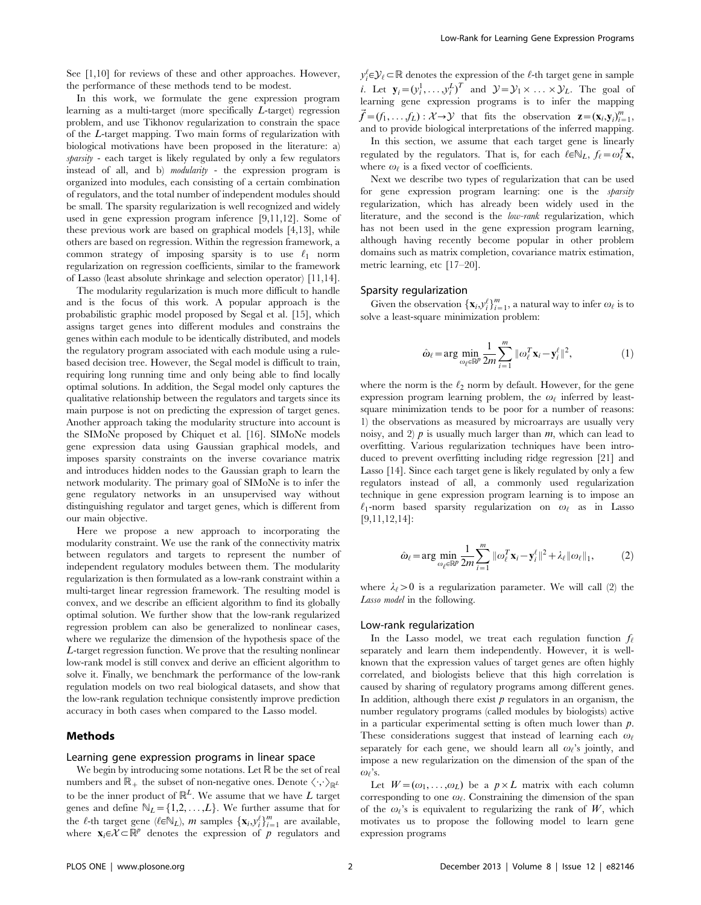See [1,10] for reviews of these and other approaches. However, the performance of these methods tend to be modest.

In this work, we formulate the gene expression program learning as a multi-target (more specifically $L$-target) regression problem, and use Tikhonov regularization to constrain the space of the $L$-target mapping. Two main forms of regularization with biological motivations have been proposed in the literature: a) *sparsity* - each target is likely regulated by only a few regulators instead of all, and b) *modularity* - the expression program is organized into modules, each consisting of a certain combination of regulators, and the total number of independent modules should be small. The sparsity regularization is well recognized and widely used in gene expression program inference [9,11,12]. Some of these previous work are based on graphical models [4,13], while others are based on regression. Within the regression framework, a common strategy of imposing sparsity is to use $\ell_1$ norm regularization on regression coefficients, similar to the framework of Lasso (least absolute shrinkage and selection operator) [11,14].

The modularity regularization is much more difficult to handle and is the focus of this work. A popular approach is the probabilistic graphic model proposed by Segal et al. [15], which assigns target genes into different modules and constrains the genes within each module to be identically distributed, and models the regulatory program associated with each module using a rule-based decision tree. However, the Segal model is difficult to train, requiring long running time and only being able to find locally optimal solutions. In addition, the Segal model only captures the qualitative relationship between the regulators and targets since its main purpose is not on predicting the expression of target genes. Another approach taking the modularity structure into account is the SIMoNe proposed by Chiquet et al. [16]. SIMoNe models gene expression data using Gaussian graphical models, and imposes sparsity constraints on the inverse covariance matrix and introduces hidden nodes to the Gaussian graph to learn the network modularity. The primary goal of SIMoNe is to infer the gene regulatory networks in an unsupervised way without distinguishing regulator and target genes, which is different from our main objective.

Here we propose a new approach to incorporating the modularity constraint. We use the rank of the connectivity matrix between regulators and targets to represent the number of independent regulatory modules between them. The modularity regularization is then formulated as a low-rank constraint within a multi-target linear regression framework. The resulting model is convex, and we describe an efficient algorithm to find its globally optimal solution. We further show that the low-rank regularized regression problem can also be generalized to nonlinear cases, where we regularize the dimension of the hypothesis space of the $L$-target regression function. We prove that the resulting nonlinear low-rank model is still convex and derive an efficient algorithm to solve it. Finally, we benchmark the performance of the low-rank regulation models on two real biological datasets, and show that the low-rank regulation technique consistently improve prediction accuracy in both cases when compared to the Lasso model.

## Methods

### Learning gene expression programs in linear space

We begin by introducing some notations. Let $\mathbb{R}$ be the set of real numbers and $\mathbb{R}_+$ the subset of non-negative ones. Denote $\langle\cdot,\cdot\rangle_{\mathbb{R}^L}$ to be the inner product of $\mathbb{R}^L$. We assume that we have $L$ target genes and define $\mathbb{N}_L=\{1,2,\ldots,L\}$. We further assume that for the $\ell$-th target gene ($\ell\in\mathbb{N}_L$), $m$ samples $\{\mathbf{x}_i,y_i^\ell\}_{i=1}^m$ are available, where $\mathbf{x}_i\in\mathcal{X}\subset\mathbb{R}^p$ denotes the expression of $p$ regulators and $y_i^\ell\in\mathcal{Y}_\ell\subset\mathbb{R}$ denotes the expression of the $\ell$-th target gene in sample $i$. Let $\mathbf{y}_i=(y_i^1,\ldots,y_i^L)^T$ and $\mathcal{Y}=\mathcal{Y}_1\times\ldots\times\mathcal{Y}_L$. The goal of learning gene expression programs is to infer the mapping $\vec{f}=(f_1,\ldots f_L):\mathcal{X}\to\mathcal{Y}$ that fits the observation $\mathbf{z}=(\mathbf{x}_i,\mathbf{y}_i)_{i=1}^m$, and to provide biological interpretations of the inferred mapping.

In this section, we assume that each target gene is linearly regulated by the regulators. That is, for each $\ell\in\mathbb{N}_L$, $f_\ell=\omega_\ell^T\mathbf{x}$, where $\omega_\ell$ is a fixed vector of coefficients.

Next we describe two types of regularization that can be used for gene expression program learning: one is the *sparsity* regularization, which has already been widely used in the literature, and the second is the *low-rank* regularization, which has not been used in the gene expression program learning, although having recently become popular in other problem domains such as matrix completion, covariance matrix estimation, metric learning, etc [17–20].

### Sparsity regularization

Given the observation $\{\mathbf{x}_i,y_i^\ell\}_{i=1}^m$, a natural way to infer $\omega_\ell$ is to solve a least-square minimization problem:

$$\hat{\omega}_\ell=\arg\min_{\omega_\ell\in\mathbb{R}^p}\frac{1}{2m}\sum_{i=1}^m\|\omega_\ell^T\mathbf{x}_i-y_i^\ell\|^2, \tag{1}$$

where the norm is the $\ell_2$ norm by default. However, for the gene expression program learning problem, the $\omega_\ell$ inferred by least-square minimization tends to be poor for a number of reasons: 1) the observations as measured by microarrays are usually very noisy, and 2) $p$ is usually much larger than $m$, which can lead to overfitting. Various regularization techniques have been introduced to prevent overfitting including ridge regression [21] and Lasso [14]. Since each target gene is likely regulated by only a few regulators instead of all, a commonly used regularization technique in gene expression program learning is to impose an $\ell_1$-norm based sparsity regularization on $\omega_\ell$ as in Lasso [9,11,12,14]:

$$\hat{\omega}_\ell=\arg\min_{\omega_\ell\in\mathbb{R}^p}\frac{1}{2m}\sum_{i=1}^m\|\omega_\ell^T\mathbf{x}_i-\mathbf{y}_i^\ell\|^2+\lambda_\ell\|\omega_\ell\|_1, \tag{2}$$

where $\lambda_\ell>0$ is a regularization parameter. We will call (2) the *Lasso model* in the following.

### Low-rank regularization

In the Lasso model, we treat each regulation function $f_\ell$ separately and learn them independently. However, it is well-known that the expression values of target genes are often highly correlated, and biologists believe that this high correlation is caused by sharing of regulatory programs among different genes. In addition, although there exist $p$ regulators in an organism, the number regulatory programs (called modules by biologists) active in a particular experimental setting is often much lower than $p$. These considerations suggest that instead of learning each $\omega_\ell$ separately for each gene, we should learn all $\omega_\ell$'s jointly, and impose a new regularization on the dimension of the span of the $\omega_\ell$'s.

Let $W=(\omega_1,\ldots,\omega_L)$ be a $p\times L$ matrix with each column corresponding to one $\omega_\ell$. Constraining the dimension of the span of the $\omega_\ell$'s is equivalent to regularizing the rank of $W$, which motivates us to propose the following model to learn gene expression programs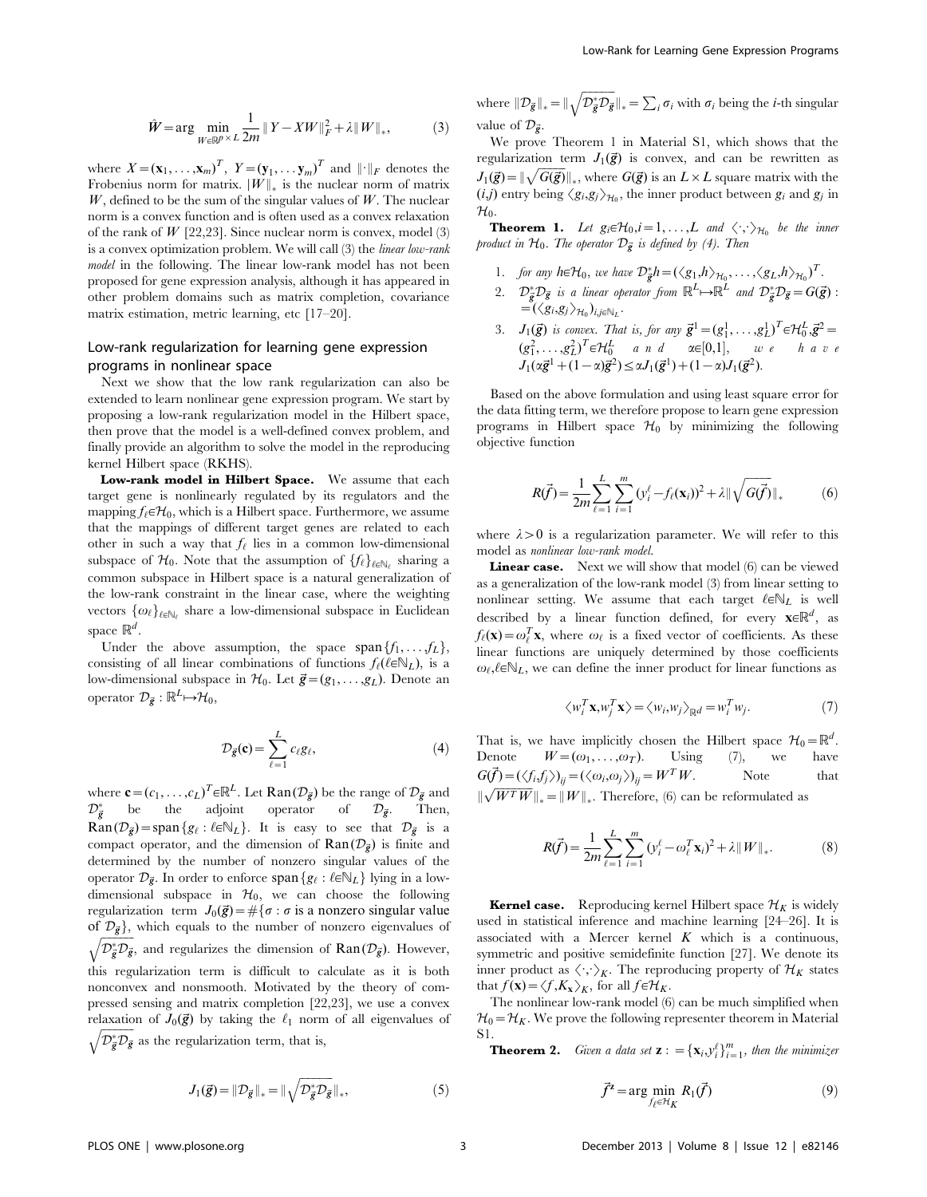$$\hat{W} = \arg\min_{W \in \mathbb{R}^{p \times L}} \frac{1}{2m} \| Y - XW \|_F^2 + \lambda \| W \|_*, \tag{3}$$

where $X = (\mathbf{x}_1, \ldots, \mathbf{x}_m)^T$, $Y = (\mathbf{y}_1, \ldots \mathbf{y}_m)^T$ and $\|\cdot\|_F$ denotes the Frobenius norm for matrix. $|W\|_*$ is the nuclear norm of matrix $W$, defined to be the sum of the singular values of $W$. The nuclear norm is a convex function and is often used as a convex relaxation of the rank of $W$ [22,23]. Since nuclear norm is convex, model (3) is a convex optimization problem. We will call (3) the *linear low-rank model* in the following. The linear low-rank model has not been proposed for gene expression analysis, although it has appeared in other problem domains such as matrix completion, covariance matrix estimation, metric learning, etc [17–20].

## Low-rank regularization for learning gene expression programs in nonlinear space

Next we show that the low rank regularization can also be extended to learn nonlinear gene expression program. We start by proposing a low-rank regularization model in the Hilbert space, then prove that the model is a well-defined convex problem, and finally provide an algorithm to solve the model in the reproducing kernel Hilbert space (RKHS).

**Low-rank model in Hilbert Space.** We assume that each target gene is nonlinearly regulated by its regulators and the mapping $f_\ell \in \mathcal{H}_0$, which is a Hilbert space. Furthermore, we assume that the mappings of different target genes are related to each other in such a way that $f_\ell$ lies in a common low-dimensional subspace of $\mathcal{H}_0$. Note that the assumption of $\{f_\ell\}_{\ell \in \mathbb{N}_\ell}$ sharing a common subspace in Hilbert space is a natural generalization of the low-rank constraint in the linear case, where the weighting vectors $\{\omega_\ell\}_{\ell \in \mathbb{N}_\ell}$ share a low-dimensional subspace in Euclidean space $\mathbb{R}^d$.

Under the above assumption, the space $\mathrm{span}\{f_1, \ldots, f_L\}$, consisting of all linear combinations of functions $f_\ell (\ell \in \mathbb{N}_L)$, is a low-dimensional subspace in $\mathcal{H}_0$. Let $\vec{g} = (g_1, \ldots, g_L)$. Denote an operator $\mathcal{D}_{\vec{g}} : \mathbb{R}^L \mapsto \mathcal{H}_0$,

$$\mathcal{D}_{\vec{g}}(\mathbf{c}) = \sum_{\ell=1}^{L} c_\ell g_\ell, \tag{4}$$

where $\mathbf{c} = (c_1, \ldots, c_L)^T \in \mathbb{R}^L$. Let $\mathrm{Ran}(\mathcal{D}_{\vec{g}})$ be the range of $\mathcal{D}_{\vec{g}}$ and $\mathcal{D}_{\vec{g}}^*$ be the adjoint operator of $\mathcal{D}_{\vec{g}}$. Then, $\mathrm{Ran}(\mathcal{D}_{\vec{g}}) = \mathrm{span}\{g_\ell : \ell \in \mathbb{N}_L\}$. It is easy to see that $\mathcal{D}_{\vec{g}}$ is a compact operator, and the dimension of $\mathrm{Ran}(\mathcal{D}_{\vec{g}})$ is finite and determined by the number of nonzero singular values of the operator $\mathcal{D}_{\vec{g}}$. In order to enforce $\mathrm{span}\{g_\ell : \ell \in \mathbb{N}_L\}$ lying in a low-dimensional subspace in $\mathcal{H}_0$, we can choose the following regularization term $J_0(\vec{g}) = \#\{\sigma : \sigma \text{ is a nonzero singular value of } \mathcal{D}_{\vec{g}}\}$, which equals to the number of nonzero eigenvalues of $\sqrt{\mathcal{D}_{\vec{g}}^* \mathcal{D}_{\vec{g}}}$, and regularizes the dimension of $\mathrm{Ran}(\mathcal{D}_{\vec{g}})$. However, this regularization term is difficult to calculate as it is both nonconvex and nonsmooth. Motivated by the theory of compressed sensing and matrix completion [22,23], we use a convex relaxation of $J_0(\vec{g})$ by taking the $\ell_1$ norm of all eigenvalues of $\sqrt{\mathcal{D}_{\vec{g}}^* \mathcal{D}_{\vec{g}}}$ as the regularization term, that is,

$$J_1(\vec{g}) = \| \mathcal{D}_{\vec{g}} \|_* = \| \sqrt{\mathcal{D}_{\vec{g}}^* \mathcal{D}_{\vec{g}}} \|_*, \tag{5}$$

where $\| \mathcal{D}_{\vec{g}} \|_* = \| \sqrt{\mathcal{D}_{\vec{g}}^* \mathcal{D}_{\vec{g}}} \|_* = \sum_i \sigma_i$ with $\sigma_i$ being the $i$-th singular value of $\mathcal{D}_{\vec{g}}$.

We prove Theorem 1 in Material S1, which shows that the regularization term $J_1(\vec{g})$ is convex, and can be rewritten as $J_1(\vec{g}) = \| \sqrt{G(\vec{g})} \|_*$, where $G(\vec{g})$ is an $L \times L$ square matrix with the $(i,j)$ entry being $\langle g_i, g_j \rangle_{\mathcal{H}_0}$, the inner product between $g_i$ and $g_j$ in $\mathcal{H}_0$.

**Theorem 1.** *Let $g_i \in \mathcal{H}_0, i = 1, \ldots, L$ and $\langle \cdot, \cdot \rangle_{\mathcal{H}_0}$ be the inner product in $\mathcal{H}_0$. The operator $\mathcal{D}_{\vec{g}}$ is defined by (4). Then*

1. *for any $h \in \mathcal{H}_0$, we have $\mathcal{D}_{\vec{g}}^* h = (\langle g_1, h \rangle_{\mathcal{H}_0}, \ldots, \langle g_L, h \rangle_{\mathcal{H}_0})^T$.*
2. *$\mathcal{D}_{\vec{g}}^* \mathcal{D}_{\vec{g}}$ is a linear operator from $\mathbb{R}^L \mapsto \mathbb{R}^L$ and $\mathcal{D}_{\vec{g}}^* \mathcal{D}_{\vec{g}} = G(\vec{g}) := (\langle g_i, g_j \rangle_{\mathcal{H}_0})_{i,j \in \mathbb{N}_L}$.*
3. *$J_1(\vec{g})$ is convex. That is, for any $\vec{g}^1 = (g_1^1, \ldots, g_L^1)^T \in \mathcal{H}_0^L, \vec{g}^2 = (g_1^2, \ldots, g_L^2)^T \in \mathcal{H}_0^L$ and $\alpha \in [0,1]$, we have $J_1(\alpha \vec{g}^1 + (1-\alpha)\vec{g}^2) \le \alpha J_1(\vec{g}^1) + (1-\alpha) J_1(\vec{g}^2)$.*

Based on the above formulation and using least square error for the data fitting term, we therefore propose to learn gene expression programs in Hilbert space $\mathcal{H}_0$ by minimizing the following objective function

$$R(\vec{f}) = \frac{1}{2m} \sum_{\ell=1}^{L} \sum_{i=1}^{m} (y_i^\ell - f_\ell(\mathbf{x}_i))^2 + \lambda \| \sqrt{G(\vec{f})} \|_* \tag{6}$$

where $\lambda > 0$ is a regularization parameter. We will refer to this model as *nonlinear low-rank model*.

**Linear case.** Next we will show that model (6) can be viewed as a generalization of the low-rank model (3) from linear setting to nonlinear setting. We assume that each target $\ell \in \mathbb{N}_L$ is well described by a linear function defined, for every $\mathbf{x} \in \mathbb{R}^d$, as $f_\ell(\mathbf{x}) = \omega_\ell^T \mathbf{x}$, where $\omega_\ell$ is a fixed vector of coefficients. As these linear functions are uniquely determined by those coefficients $\omega_\ell, \ell \in \mathbb{N}_L$, we can define the inner product for linear functions as

$$\langle w_i^T \mathbf{x}, w_j^T \mathbf{x} \rangle = \langle w_i, w_j \rangle_{\mathbb{R}^d} = w_i^T w_j. \tag{7}$$

That is, we have implicitly chosen the Hilbert space $\mathcal{H}_0 = \mathbb{R}^d$. Denote $W = (\omega_1, \ldots, \omega_T)$. Using (7), we have $G(\vec{f}) = (\langle f_i, f_j \rangle)_{ij} = (\langle \omega_i, \omega_j \rangle)_{ij} = W^T W$. Note that $\| \sqrt{W^T W} \|_* = \| W \|_*$. Therefore, (6) can be reformulated as

$$R(\vec{f}) = \frac{1}{2m} \sum_{\ell=1}^{L} \sum_{i=1}^{m} (y_i^\ell - \omega_\ell^T \mathbf{x}_i)^2 + \lambda \| W \|_*. \tag{8}$$

**Kernel case.** Reproducing kernel Hilbert space $\mathcal{H}_K$ is widely used in statistical inference and machine learning [24–26]. It is associated with a Mercer kernel $K$ which is a continuous, symmetric and positive semidefinite function [27]. We denote its inner product as $\langle \cdot, \cdot \rangle_K$. The reproducing property of $\mathcal{H}_K$ states that $f(\mathbf{x}) = \langle f, K_\mathbf{x} \rangle_K$, for all $f \in \mathcal{H}_K$.

The nonlinear low-rank model (6) can be much simplified when $\mathcal{H}_0 = \mathcal{H}_K$. We prove the following representer theorem in Material S1.

**Theorem 2.** *Given a data set $\mathbf{z} := \{\mathbf{x}_i, y_i^\ell\}_{i=1}^m$, then the minimizer*

$$\vec{f}^{\mathbf{z}} = \arg\min_{f_\ell \in \mathcal{H}_K} R_1(\vec{f}) \tag{9}$$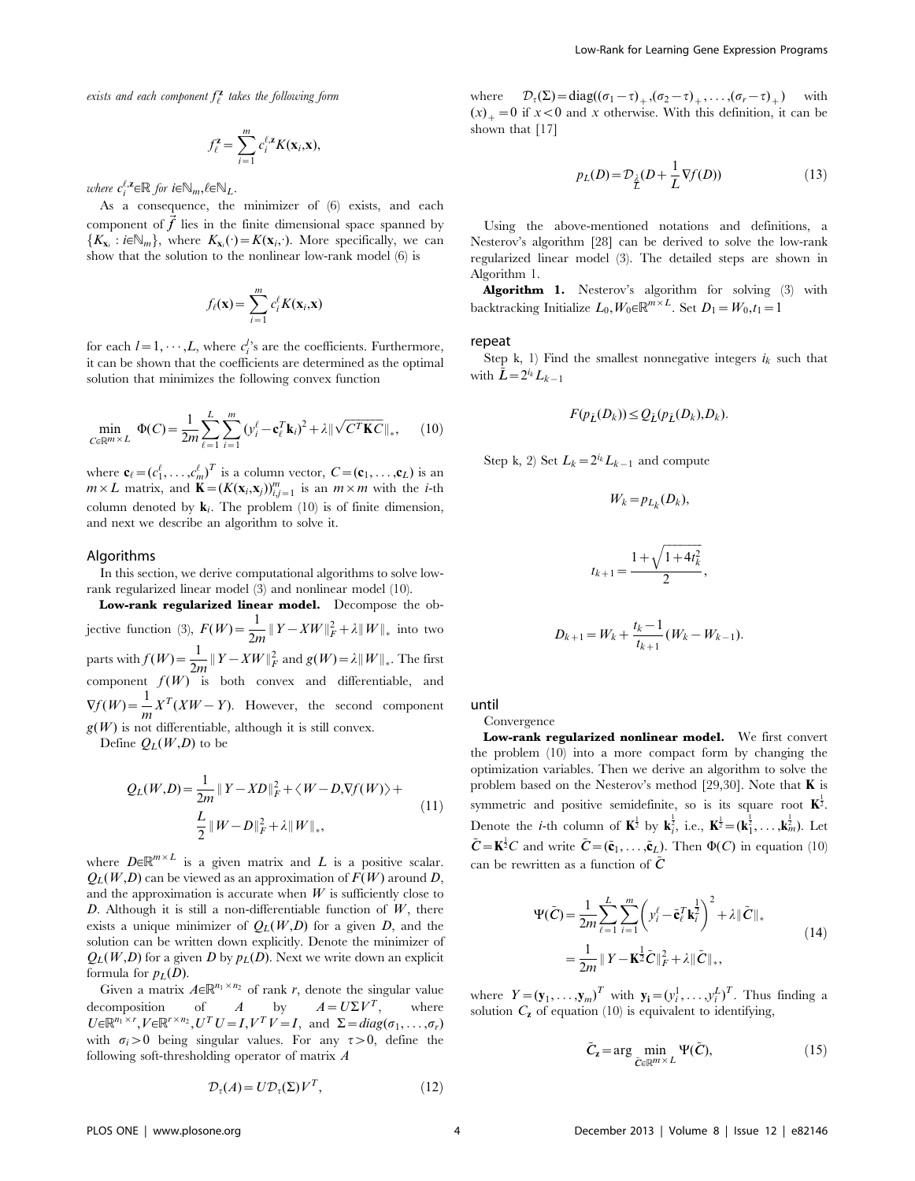*exists and each component* $f_\ell^{\mathbf{z}}$ *takes the following form*

$$f_\ell^{\mathbf{z}} = \sum_{i=1}^{m} c_i^{\ell,\mathbf{z}} K(\mathbf{x}_i, \mathbf{x}),$$

*where* $c_i^{\ell,\mathbf{z}} \in \mathbb{R}$ *for* $i \in \mathbb{N}_m, \ell \in \mathbb{N}_L$.

As a consequence, the minimizer of (6) exists, and each component of $\vec{f}$ lies in the finite dimensional space spanned by $\{K_{\mathbf{x}_i} : i \in \mathbb{N}_m\}$, where $K_{\mathbf{x}_i}(\cdot) = K(\mathbf{x}_i, \cdot)$. More specifically, we can show that the solution to the nonlinear low-rank model (6) is

$$f_\ell(\mathbf{x}) = \sum_{i=1}^{m} c_i^\ell K(\mathbf{x}_i, \mathbf{x})$$

for each $l = 1, \cdots, L$, where $c_i^l$'s are the coefficients. Furthermore, it can be shown that the coefficients are determined as the optimal solution that minimizes the following convex function

$$\min_{C \in \mathbb{R}^{m \times L}} \Phi(C) = \frac{1}{2m} \sum_{\ell=1}^{L} \sum_{i=1}^{m} (y_i^\ell - \mathbf{c}_\ell^T \mathbf{k}_i)^2 + \lambda \| \sqrt{C^T \mathbf{K} C} \|_*, \qquad (10)$$

where $\mathbf{c}_\ell = (c_1^\ell, \ldots, c_m^\ell)^T$ is a column vector, $C = (\mathbf{c}_1, \ldots, \mathbf{c}_L)$ is an $m \times L$ matrix, and $\mathbf{K} = (K(\mathbf{x}_i, \mathbf{x}_j))_{i,j=1}^m$ is an $m \times m$ with the $i$-th column denoted by $\mathbf{k}_i$. The problem (10) is of finite dimension, and next we describe an algorithm to solve it.

## Algorithms

In this section, we derive computational algorithms to solve low-rank regularized linear model (3) and nonlinear model (10).

**Low-rank regularized linear model.** Decompose the objective function (3), $F(W) = \frac{1}{2m} \| Y - XW \|_F^2 + \lambda \| W \|_*$ into two parts with $f(W) = \frac{1}{2m} \| Y - XW \|_F^2$ and $g(W) = \lambda \| W \|_*$. The first component $f(W)$ is both convex and differentiable, and $\nabla f(W) = \frac{1}{m} X^T (XW - Y)$. However, the second component $g(W)$ is not differentiable, although it is still convex.

Define $Q_L(W, D)$ to be

$$Q_L(W, D) = \frac{1}{2m} \| Y - XD \|_F^2 + \langle W - D, \nabla f(W) \rangle + \frac{L}{2} \| W - D \|_F^2 + \lambda \| W \|_*, \qquad (11)$$

where $D \in \mathbb{R}^{m \times L}$ is a given matrix and $L$ is a positive scalar. $Q_L(W, D)$ can be viewed as an approximation of $F(W)$ around $D$, and the approximation is accurate when $W$ is sufficiently close to $D$. Although it is still a non-differentiable function of $W$, there exists a unique minimizer of $Q_L(W, D)$ for a given $D$, and the solution can be written down explicitly. Denote the minimizer of $Q_L(W, D)$ for a given $D$ by $p_L(D)$. Next we write down an explicit formula for $p_L(D)$.

Given a matrix $A \in \mathbb{R}^{n_1 \times n_2}$ of rank $r$, denote the singular value decomposition of $A$ by $A = U \Sigma V^T$, where $U \in \mathbb{R}^{n_1 \times r}, V \in \mathbb{R}^{r \times n_2}, U^T U = I, V^T V = I$, and $\Sigma = diag(\sigma_1, \ldots, \sigma_r)$ with $\sigma_i > 0$ being singular values. For any $\tau > 0$, define the following soft-thresholding operator of matrix $A$

$$\mathcal{D}_\tau(A) = U \mathcal{D}_\tau(\Sigma) V^T, \qquad (12)$$

where $\mathcal{D}_\tau(\Sigma) = \text{diag}((\sigma_1 - \tau)_+, (\sigma_2 - \tau)_+, \ldots, (\sigma_r - \tau)_+)$ with $(x)_+ = 0$ if $x < 0$ and $x$ otherwise. With this definition, it can be shown that [17]

$$p_L(D) = \mathcal{D}_{\frac{\lambda}{L}}(D + \frac{1}{L} \nabla f(D)) \qquad (13)$$

Using the above-mentioned notations and definitions, a Nesterov's algorithm [28] can be derived to solve the low-rank regularized linear model (3). The detailed steps are shown in Algorithm 1.

**Algorithm 1.** Nesterov's algorithm for solving (3) with backtracking Initialize $L_0, W_0 \in \mathbb{R}^{m \times L}$. Set $D_1 = W_0, t_1 = 1$

**repeat**

Step k, 1) Find the smallest nonnegative integers $i_k$ such that with $\bar{L} = 2^{i_k} L_{k-1}$

$$F(p_{\bar{L}}(D_k)) \leq Q_{\bar{L}}(p_{\bar{L}}(D_k), D_k).$$

Step k, 2) Set $L_k = 2^{i_k} L_{k-1}$ and compute

$$W_k = p_{L_k}(D_k),$$

$$t_{k+1} = \frac{1 + \sqrt{1 + 4t_k^2}}{2},$$

$$D_{k+1} = W_k + \frac{t_k - 1}{t_{k+1}} (W_k - W_{k-1}).$$

**until**

Convergence

**Low-rank regularized nonlinear model.** We first convert the problem (10) into a more compact form by changing the optimization variables. Then we derive an algorithm to solve the problem based on the Nesterov's method [29,30]. Note that $\mathbf{K}$ is symmetric and positive semidefinite, so is its square root $\mathbf{K}^{\frac{1}{2}}$. Denote the $i$-th column of $\mathbf{K}^{\frac{1}{2}}$ by $\mathbf{k}_i^{\frac{1}{2}}$, i.e., $\mathbf{K}^{\frac{1}{2}} = (\mathbf{k}_1^{\frac{1}{2}}, \ldots, \mathbf{k}_m^{\frac{1}{2}})$. Let $\tilde{C} = \mathbf{K}^{\frac{1}{2}} C$ and write $\tilde{C} = (\tilde{\mathbf{c}}_1, \ldots, \tilde{\mathbf{c}}_L)$. Then $\Phi(C)$ in equation (10) can be rewritten as a function of $\tilde{C}$

$$\begin{aligned} \Psi(\tilde{C}) &= \frac{1}{2m} \sum_{\ell=1}^{L} \sum_{i=1}^{m} \left( y_i^\ell - \tilde{\mathbf{c}}_\ell^T \mathbf{k}_i^{\frac{1}{2}} \right)^2 + \lambda \| \tilde{C} \|_* \\ &= \frac{1}{2m} \| Y - \mathbf{K}^{\frac{1}{2}} \tilde{C} \|_F^2 + \lambda \| \tilde{C} \|_*, \end{aligned} \qquad (14)$$

where $Y = (\mathbf{y}_1, \ldots, \mathbf{y}_m)^T$ with $\mathbf{y_i} = (y_i^1, \ldots, y_i^L)^T$. Thus finding a solution $C_{\mathbf{z}}$ of equation (10) is equivalent to identifying,

$$\tilde{C}_{\mathbf{z}} = \arg \min_{\tilde{C} \in \mathbb{R}^{m \times L}} \Psi(\tilde{C}), \qquad (15)$$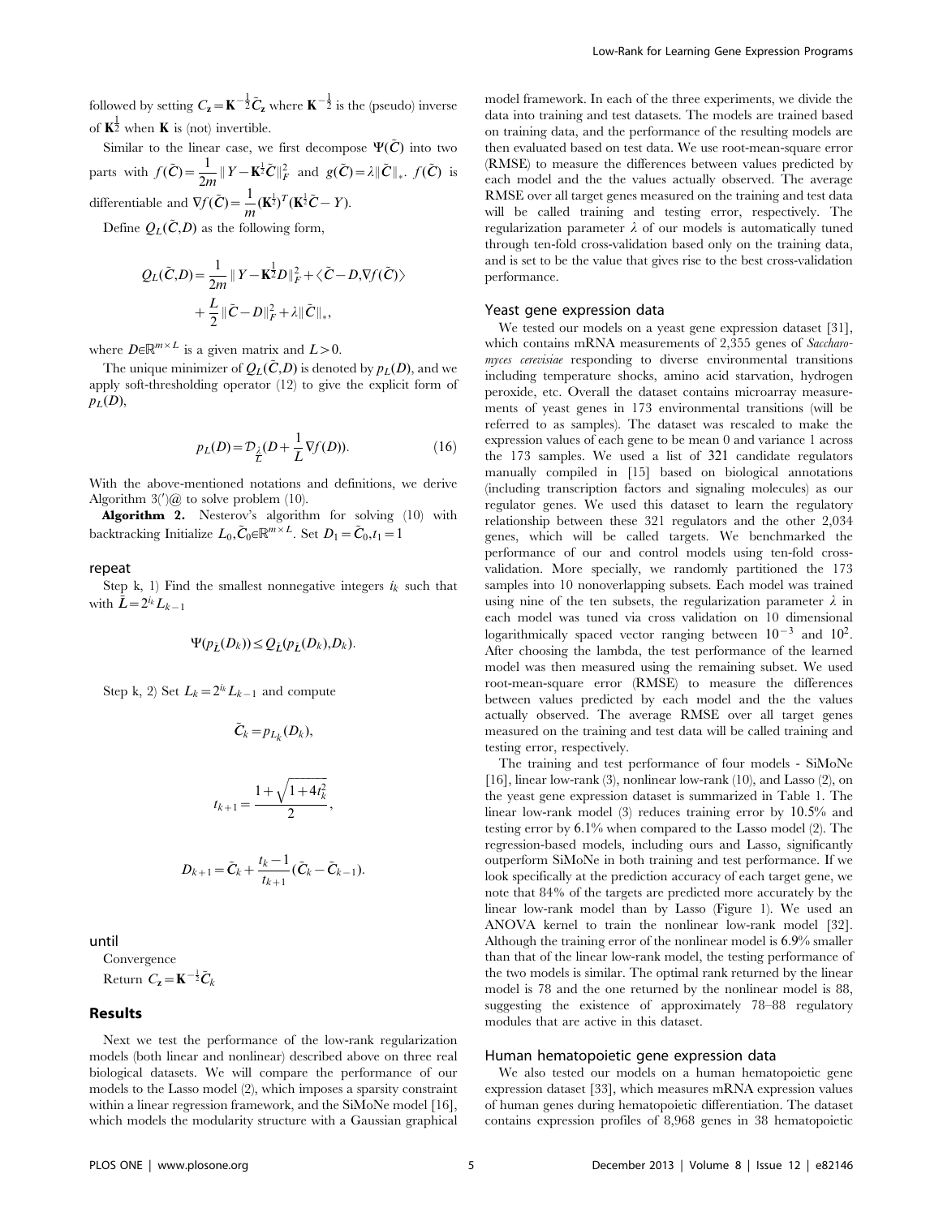followed by setting $C_{\mathbf{z}} = \mathbf{K}^{-\frac{1}{2}}\tilde{C}_{\mathbf{z}}$ where $\mathbf{K}^{-\frac{1}{2}}$ is the (pseudo) inverse of $\mathbf{K}^{\frac{1}{2}}$ when $\mathbf{K}$ is (not) invertible.

Similar to the linear case, we first decompose $\Psi(\tilde{C})$ into two parts with $f(\tilde{C}) = \frac{1}{2m}\|Y - \mathbf{K}^{\frac{1}{2}}\tilde{C}\|_F^2$ and $g(\tilde{C}) = \lambda\|\tilde{C}\|_*$. $f(\tilde{C})$ is differentiable and $\nabla f(\tilde{C}) = \frac{1}{m}(\mathbf{K}^{\frac{1}{2}})^T(\mathbf{K}^{\frac{1}{2}}\tilde{C} - Y)$.

Define $Q_L(\tilde{C}, D)$ as the following form,

$$Q_L(\tilde{C}, D) = \frac{1}{2m}\|Y - \mathbf{K}^{\frac{1}{2}}D\|_F^2 + \langle \tilde{C} - D, \nabla f(\tilde{C})\rangle + \frac{L}{2}\|\tilde{C} - D\|_F^2 + \lambda\|\tilde{C}\|_*,$$

where $D \in \mathbb{R}^{m \times L}$ is a given matrix and $L > 0$.

The unique minimizer of $Q_L(\tilde{C}, D)$ is denoted by $p_L(D)$, and we apply soft-thresholding operator (12) to give the explicit form of $p_L(D)$,

$$p_L(D) = \mathcal{D}_{\frac{\lambda}{L}}\left(D + \frac{1}{L}\nabla f(D)\right). \quad (16)$$

With the above-mentioned notations and definitions, we derive Algorithm 3(′)@ to solve problem (10).

**Algorithm 2.** Nesterov's algorithm for solving (10) with backtracking Initialize $L_0, \tilde{C}_0 \in \mathbb{R}^{m \times L}$. Set $D_1 = \tilde{C}_0, t_1 = 1$

repeat

Step k, 1) Find the smallest nonnegative integers $i_k$ such that with $\bar{L} = 2^{i_k}L_{k-1}$

$$\Psi(p_{\bar{L}}(D_k)) \le Q_{\bar{L}}(p_{\bar{L}}(D_k), D_k).$$

Step k, 2) Set $L_k = 2^{i_k}L_{k-1}$ and compute

$$\tilde{C}_k = p_{L_k}(D_k),$$

$$t_{k+1} = \frac{1 + \sqrt{1 + 4t_k^2}}{2},$$

$$D_{k+1} = \tilde{C}_k + \frac{t_k - 1}{t_{k+1}}(\tilde{C}_k - \tilde{C}_{k-1}).$$

until

Convergence

Return $C_{\mathbf{z}} = \mathbf{K}^{-\frac{1}{2}}\tilde{C}_k$

## Results

Next we test the performance of the low-rank regularization models (both linear and nonlinear) described above on three real biological datasets. We will compare the performance of our models to the Lasso model (2), which imposes a sparsity constraint within a linear regression framework, and the SiMoNe model [16], which models the modularity structure with a Gaussian graphical model framework. In each of the three experiments, we divide the data into training and test datasets. The models are trained based on training data, and the performance of the resulting models are then evaluated based on test data. We use root-mean-square error (RMSE) to measure the differences between values predicted by each model and the the values actually observed. The average RMSE over all target genes measured on the training and test data will be called training and testing error, respectively. The regularization parameter $\lambda$ of our models is automatically tuned through ten-fold cross-validation based only on the training data, and is set to be the value that gives rise to the best cross-validation performance.

### Yeast gene expression data

We tested our models on a yeast gene expression dataset [31], which contains mRNA measurements of 2,355 genes of *Saccharomyces cerevisiae* responding to diverse environmental transitions including temperature shocks, amino acid starvation, hydrogen peroxide, etc. Overall the dataset contains microarray measurements of yeast genes in 173 environmental transitions (will be referred to as samples). The dataset was rescaled to make the expression values of each gene to be mean 0 and variance 1 across the 173 samples. We used a list of 321 candidate regulators manually compiled in [15] based on biological annotations (including transcription factors and signaling molecules) as our regulator genes. We used this dataset to learn the regulatory relationship between these 321 regulators and the other 2,034 genes, which will be called targets. We benchmarked the performance of our and control models using ten-fold cross-validation. More specially, we randomly partitioned the 173 samples into 10 nonoverlapping subsets. Each model was trained using nine of the ten subsets, the regularization parameter $\lambda$ in each model was tuned via cross validation on 10 dimensional logarithmically spaced vector ranging between $10^{-3}$ and $10^2$. After choosing the lambda, the test performance of the learned model was then measured using the remaining subset. We used root-mean-square error (RMSE) to measure the differences between values predicted by each model and the the values actually observed. The average RMSE over all target genes measured on the training and test data will be called training and testing error, respectively.

The training and test performance of four models - SiMoNe [16], linear low-rank (3), nonlinear low-rank (10), and Lasso (2), on the yeast gene expression dataset is summarized in Table 1. The linear low-rank model (3) reduces training error by 10.5% and testing error by 6.1% when compared to the Lasso model (2). The regression-based models, including ours and Lasso, significantly outperform SiMoNe in both training and test performance. If we look specifically at the prediction accuracy of each target gene, we note that 84% of the targets are predicted more accurately by the linear low-rank model than by Lasso (Figure 1). We used an ANOVA kernel to train the nonlinear low-rank model [32]. Although the training error of the nonlinear model is 6.9% smaller than that of the linear low-rank model, the testing performance of the two models is similar. The optimal rank returned by the linear model is 78 and the one returned by the nonlinear model is 88, suggesting the existence of approximately 78–88 regulatory modules that are active in this dataset.

### Human hematopoietic gene expression data

We also tested our models on a human hematopoietic gene expression dataset [33], which measures mRNA expression values of human genes during hematopoietic differentiation. The dataset contains expression profiles of 8,968 genes in 38 hematopoietic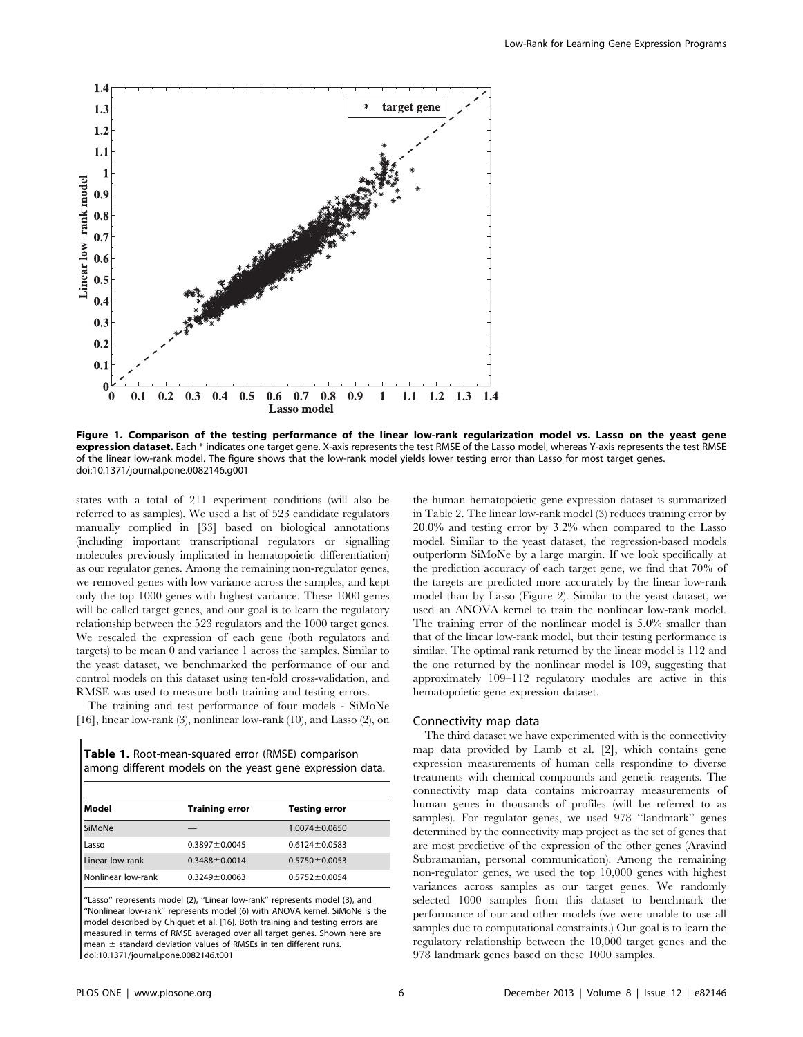Figure 1. Comparison of the testing performance of the linear low-rank regularization model vs. Lasso on the yeast gene expression dataset. Each * indicates one target gene. X-axis represents the test RMSE of the Lasso model, whereas Y-axis represents the test RMSE of the linear low-rank model. The figure shows that the low-rank model yields lower testing error than Lasso for most target genes.
doi:10.1371/journal.pone.0082146.g001

states with a total of 211 experiment conditions (will also be referred to as samples). We used a list of 523 candidate regulators manually complied in [33] based on biological annotations (including important transcriptional regulators or signalling molecules previously implicated in hematopoietic differentiation) as our regulator genes. Among the remaining non-regulator genes, we removed genes with low variance across the samples, and kept only the top 1000 genes with highest variance. These 1000 genes will be called target genes, and our goal is to learn the regulatory relationship between the 523 regulators and the 1000 target genes. We rescaled the expression of each gene (both regulators and targets) to be mean 0 and variance 1 across the samples. Similar to the yeast dataset, we benchmarked the performance of our and control models on this dataset using ten-fold cross-validation, and RMSE was used to measure both training and testing errors.

The training and test performance of four models - SiMoNe [16], linear low-rank (3), nonlinear low-rank (10), and Lasso (2), on the human hematopoietic gene expression dataset is summarized in Table 2. The linear low-rank model (3) reduces training error by 20.0% and testing error by 3.2% when compared to the Lasso model. Similar to the yeast dataset, the regression-based models outperform SiMoNe by a large margin. If we look specifically at the prediction accuracy of each target gene, we find that 70% of the targets are predicted more accurately by the linear low-rank model than by Lasso (Figure 2). Similar to the yeast dataset, we used an ANOVA kernel to train the nonlinear low-rank model. The training error of the nonlinear model is 5.0% smaller than that of the linear low-rank model, but their testing performance is similar. The optimal rank returned by the linear model is 112 and the one returned by the nonlinear model is 109, suggesting that approximately 109–112 regulatory modules are active in this hematopoietic gene expression dataset.

**Table 1.** Root-mean-squared error (RMSE) comparison among different models on the yeast gene expression data.

| Model | Training error | Testing error |
|---|---|---|
| SiMoNe | — | $1.0074 \pm 0.0650$ |
| Lasso | $0.3897 \pm 0.0045$ | $0.6124 \pm 0.0583$ |
| Linear low-rank | $0.3488 \pm 0.0014$ | $0.5750 \pm 0.0053$ |
| Nonlinear low-rank | $0.3249 \pm 0.0063$ | $0.5752 \pm 0.0054$ |

"Lasso" represents model (2), "Linear low-rank" represents model (3), and "Nonlinear low-rank" represents model (6) with ANOVA kernel. SiMoNe is the model described by Chiquet et al. [16]. Both training and testing errors are measured in terms of RMSE averaged over all target genes. Shown here are mean $\pm$ standard deviation values of RMSEs in ten different runs.
doi:10.1371/journal.pone.0082146.t001

### Connectivity map data

The third dataset we have experimented with is the connectivity map data provided by Lamb et al. [2], which contains gene expression measurements of human cells responding to diverse treatments with chemical compounds and genetic reagents. The connectivity map data contains microarray measurements of human genes in thousands of profiles (will be referred to as samples). For regulator genes, we used 978 "landmark" genes determined by the connectivity map project as the set of genes that are most predictive of the expression of the other genes (Aravind Subramanian, personal communication). Among the remaining non-regulator genes, we used the top 10,000 genes with highest variances across samples as our target genes. We randomly selected 1000 samples from this dataset to benchmark the performance of our and other models (we were unable to use all samples due to computational constraints.) Our goal is to learn the regulatory relationship between the 10,000 target genes and the 978 landmark genes based on these 1000 samples.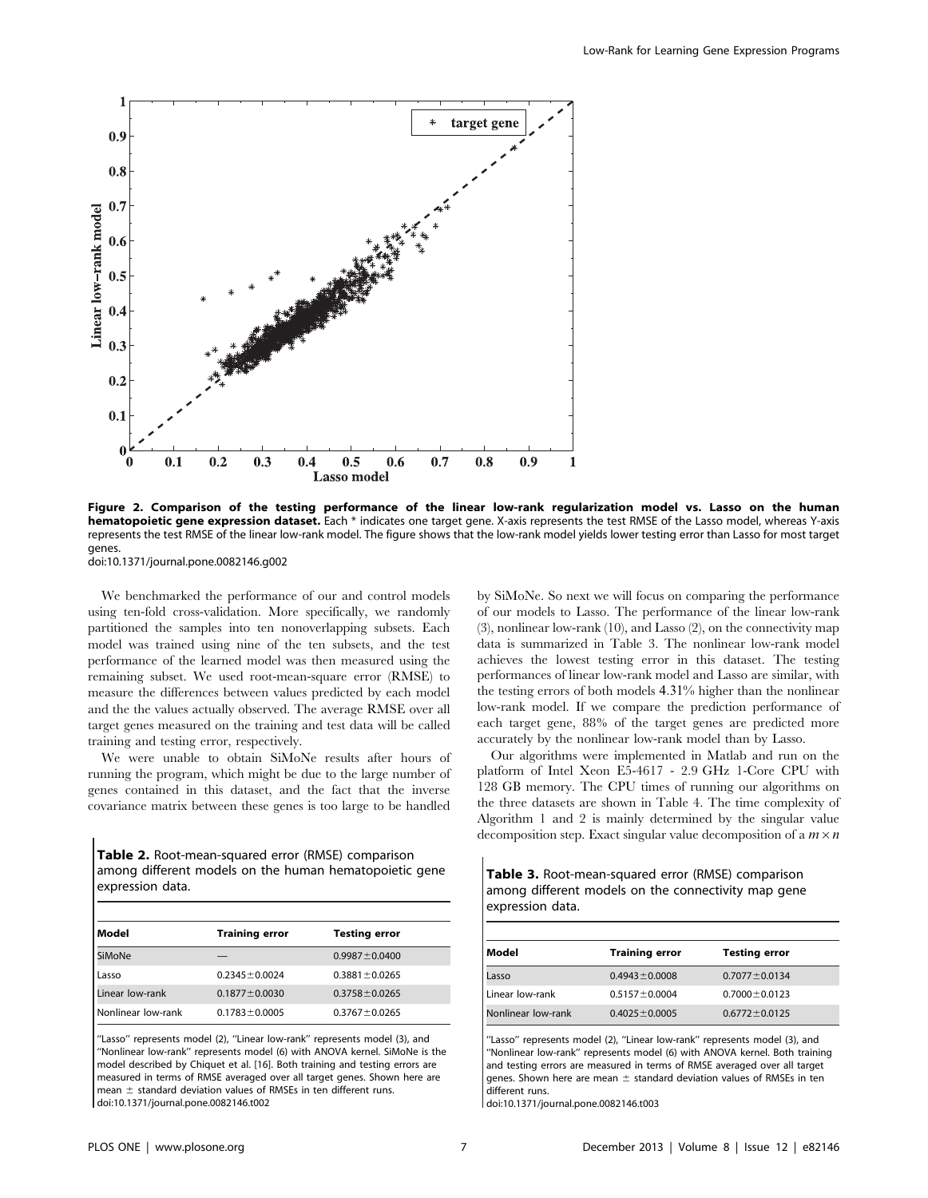Figure 2. Comparison of the testing performance of the linear low-rank regularization model vs. Lasso on the human hematopoietic gene expression dataset. Each * indicates one target gene. X-axis represents the test RMSE of the Lasso model, whereas Y-axis represents the test RMSE of the linear low-rank model. The figure shows that the low-rank model yields lower testing error than Lasso for most target genes.
doi:10.1371/journal.pone.0082146.g002

We benchmarked the performance of our and control models using ten-fold cross-validation. More specifically, we randomly partitioned the samples into ten nonoverlapping subsets. Each model was trained using nine of the ten subsets, and the test performance of the learned model was then measured using the remaining subset. We used root-mean-square error (RMSE) to measure the differences between values predicted by each model and the the values actually observed. The average RMSE over all target genes measured on the training and test data will be called training and testing error, respectively.

We were unable to obtain SiMoNe results after hours of running the program, which might be due to the large number of genes contained in this dataset, and the fact that the inverse covariance matrix between these genes is too large to be handled by SiMoNe. So next we will focus on comparing the performance of our models to Lasso. The performance of the linear low-rank (3), nonlinear low-rank (10), and Lasso (2), on the connectivity map data is summarized in Table 3. The nonlinear low-rank model achieves the lowest testing error in this dataset. The testing performances of linear low-rank model and Lasso are similar, with the testing errors of both models 4.31% higher than the nonlinear low-rank model. If we compare the prediction performance of each target gene, 88% of the target genes are predicted more accurately by the nonlinear low-rank model than by Lasso.

Our algorithms were implemented in Matlab and run on the platform of Intel Xeon E5-4617 - 2.9 GHz 1-Core CPU with 128 GB memory. The CPU times of running our algorithms on the three datasets are shown in Table 4. The time complexity of Algorithm 1 and 2 is mainly determined by the singular value decomposition step. Exact singular value decomposition of a $m \times n$

**Table 2.** Root-mean-squared error (RMSE) comparison among different models on the human hematopoietic gene expression data.

| Model | Training error | Testing error |
|---|---|---|
| SiMoNe | — | $0.9987 \pm 0.0400$ |
| Lasso | $0.2345 \pm 0.0024$ | $0.3881 \pm 0.0265$ |
| Linear low-rank | $0.1877 \pm 0.0030$ | $0.3758 \pm 0.0265$ |
| Nonlinear low-rank | $0.1783 \pm 0.0005$ | $0.3767 \pm 0.0265$ |

"Lasso" represents model (2), "Linear low-rank" represents model (3), and "Nonlinear low-rank" represents model (6) with ANOVA kernel. SiMoNe is the model described by Chiquet et al. [16]. Both training and testing errors are measured in terms of RMSE averaged over all target genes. Shown here are mean $\pm$ standard deviation values of RMSEs in ten different runs.
doi:10.1371/journal.pone.0082146.t002

**Table 3.** Root-mean-squared error (RMSE) comparison among different models on the connectivity map gene expression data.

| Model | Training error | Testing error |
|---|---|---|
| Lasso | $0.4943 \pm 0.0008$ | $0.7077 \pm 0.0134$ |
| Linear low-rank | $0.5157 \pm 0.0004$ | $0.7000 \pm 0.0123$ |
| Nonlinear low-rank | $0.4025 \pm 0.0005$ | $0.6772 \pm 0.0125$ |

"Lasso" represents model (2), "Linear low-rank" represents model (3), and "Nonlinear low-rank" represents model (6) with ANOVA kernel. Both training and testing errors are measured in terms of RMSE averaged over all target genes. Shown here are mean $\pm$ standard deviation values of RMSEs in ten different runs.
doi:10.1371/journal.pone.0082146.t003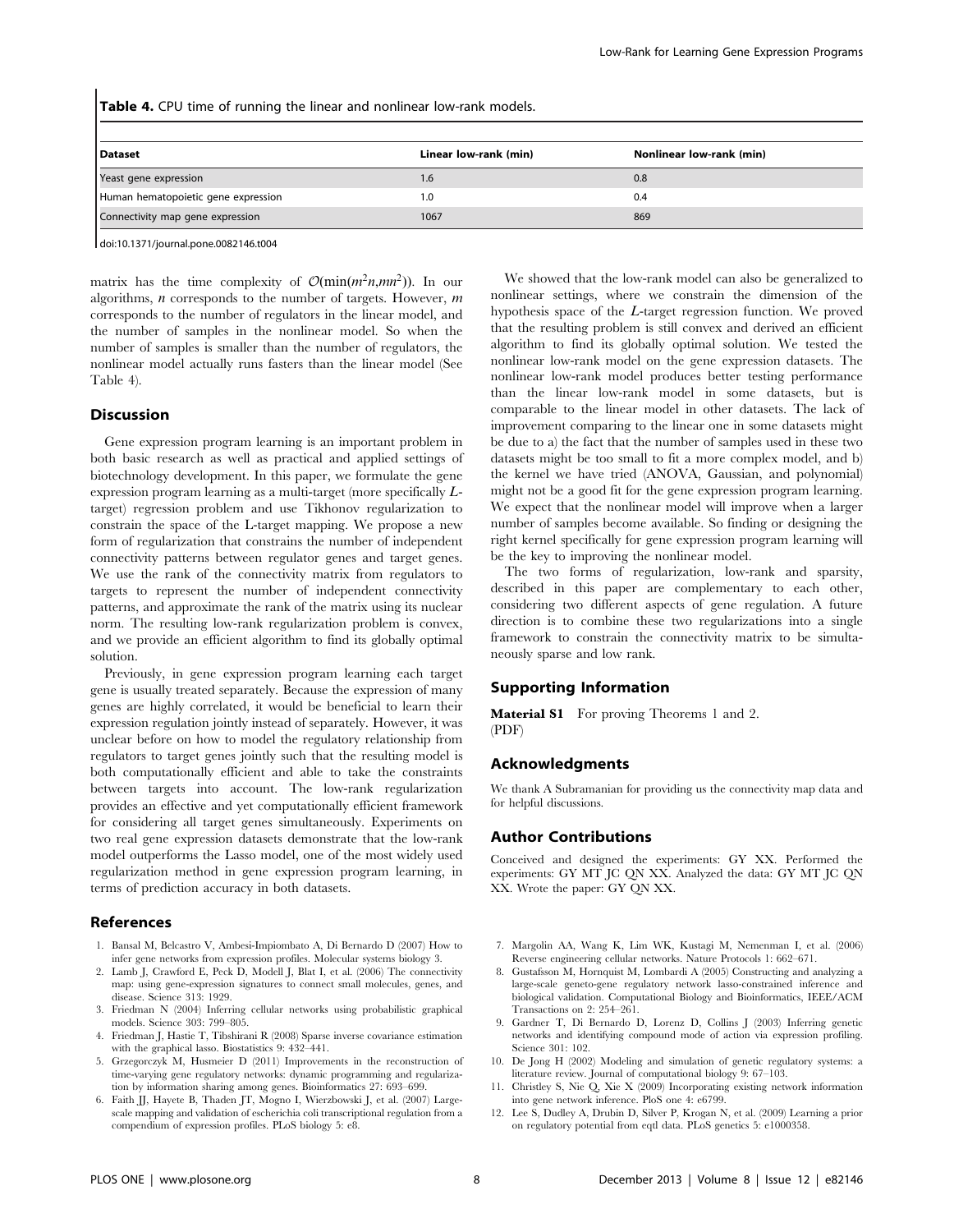**Table 4.** CPU time of running the linear and nonlinear low-rank models.

| Dataset | Linear low-rank (min) | Nonlinear low-rank (min) |
| --- | --- | --- |
| Yeast gene expression | 1.6 | 0.8 |
| Human hematopoietic gene expression | 1.0 | 0.4 |
| Connectivity map gene expression | 1067 | 869 |

doi:10.1371/journal.pone.0082146.t004

matrix has the time complexity of $\mathcal{O}(\min(m^2n, mn^2))$. In our algorithms, $n$ corresponds to the number of targets. However, $m$ corresponds to the number of regulators in the linear model, and the number of samples in the nonlinear model. So when the number of samples is smaller than the number of regulators, the nonlinear model actually runs fasters than the linear model (See Table 4).

## Discussion

Gene expression program learning is an important problem in both basic research as well as practical and applied settings of biotechnology development. In this paper, we formulate the gene expression program learning as a multi-target (more specifically $L$-target) regression problem and use Tikhonov regularization to constrain the space of the L-target mapping. We propose a new form of regularization that constrains the number of independent connectivity patterns between regulator genes and target genes. We use the rank of the connectivity matrix from regulators to targets to represent the number of independent connectivity patterns, and approximate the rank of the matrix using its nuclear norm. The resulting low-rank regularization problem is convex, and we provide an efficient algorithm to find its globally optimal solution.

Previously, in gene expression program learning each target gene is usually treated separately. Because the expression of many genes are highly correlated, it would be beneficial to learn their expression regulation jointly instead of separately. However, it was unclear before on how to model the regulatory relationship from regulators to target genes jointly such that the resulting model is both computationally efficient and able to take the constraints between targets into account. The low-rank regularization provides an effective and yet computationally efficient framework for considering all target genes simultaneously. Experiments on two real gene expression datasets demonstrate that the low-rank model outperforms the Lasso model, one of the most widely used regularization method in gene expression program learning, in terms of prediction accuracy in both datasets.

We showed that the low-rank model can also be generalized to nonlinear settings, where we constrain the dimension of the hypothesis space of the $L$-target regression function. We proved that the resulting problem is still convex and derived an efficient algorithm to find its globally optimal solution. We tested the nonlinear low-rank model on the gene expression datasets. The nonlinear low-rank model produces better testing performance than the linear low-rank model in some datasets, but is comparable to the linear model in other datasets. The lack of improvement comparing to the linear one in some datasets might be due to a) the fact that the number of samples used in these two datasets might be too small to fit a more complex model, and b) the kernel we have tried (ANOVA, Gaussian, and polynomial) might not be a good fit for the gene expression program learning. We expect that the nonlinear model will improve when a larger number of samples become available. So finding or designing the right kernel specifically for gene expression program learning will be the key to improving the nonlinear model.

The two forms of regularization, low-rank and sparsity, described in this paper are complementary to each other, considering two different aspects of gene regulation. A future direction is to combine these two regularizations into a single framework to constrain the connectivity matrix to be simultaneously sparse and low rank.

## Supporting Information

**Material S1** For proving Theorems 1 and 2. (PDF)

## Acknowledgments

We thank A Subramanian for providing us the connectivity map data and for helpful discussions.

## Author Contributions

Conceived and designed the experiments: GY XX. Performed the experiments: GY MT JC QN XX. Analyzed the data: GY MT JC QN XX. Wrote the paper: GY QN XX.

## References

1. Bansal M, Belcastro V, Ambesi-Impiombato A, Di Bernardo D (2007) How to infer gene networks from expression profiles. Molecular systems biology 3.
2. Lamb J, Crawford E, Peck D, Modell J, Blat I, et al. (2006) The connectivity map: using gene-expression signatures to connect small molecules, genes, and disease. Science 313: 1929.
3. Friedman N (2004) Inferring cellular networks using probabilistic graphical models. Science 303: 799–805.
4. Friedman J, Hastie T, Tibshirani R (2008) Sparse inverse covariance estimation with the graphical lasso. Biostatistics 9: 432–441.
5. Grzegorczyk M, Husmeier D (2011) Improvements in the reconstruction of time-varying gene regulatory networks: dynamic programming and regularization by information sharing among genes. Bioinformatics 27: 693–699.
6. Faith JJ, Hayete B, Thaden JT, Mogno I, Wierzbowski J, et al. (2007) Large-scale mapping and validation of escherichia coli transcriptional regulation from a compendium of expression profiles. PLoS biology 5: e8.
7. Margolin AA, Wang K, Lim WK, Kustagi M, Nemenman I, et al. (2006) Reverse engineering cellular networks. Nature Protocols 1: 662–671.
8. Gustafsson M, Hornquist M, Lombardi A (2005) Constructing and analyzing a large-scale geneto-gene regulatory network lasso-constrained inference and biological validation. Computational Biology and Bioinformatics, IEEE/ACM Transactions on 2: 254–261.
9. Gardner T, Di Bernardo D, Lorenz D, Collins J (2003) Inferring genetic networks and identifying compound mode of action via expression profiling. Science 301: 102.
10. De Jong H (2002) Modeling and simulation of genetic regulatory systems: a literature review. Journal of computational biology 9: 67–103.
11. Christley S, Nie Q, Xie X (2009) Incorporating existing network information into gene network inference. PloS one 4: e6799.
12. Lee S, Dudley A, Drubin D, Silver P, Krogan N, et al. (2009) Learning a prior on regulatory potential from eqtl data. PLoS genetics 5: e1000358.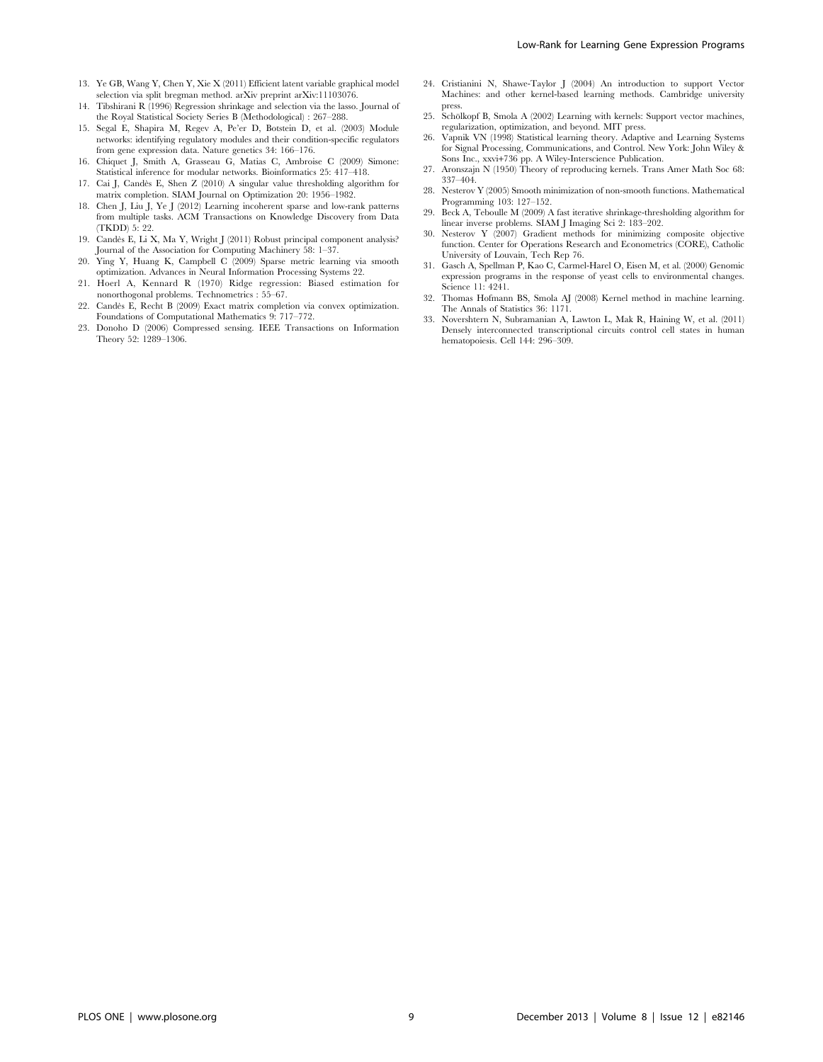13. Ye GB, Wang Y, Chen Y, Xie X (2011) Efficient latent variable graphical model selection via split bregman method. arXiv preprint arXiv:11103076.
14. Tibshirani R (1996) Regression shrinkage and selection via the lasso. Journal of the Royal Statistical Society Series B (Methodological) : 267–288.
15. Segal E, Shapira M, Regev A, Pe'er D, Botstein D, et al. (2003) Module networks: identifying regulatory modules and their condition-specific regulators from gene expression data. Nature genetics 34: 166–176.
16. Chiquet J, Smith A, Grasseau G, Matias C, Ambroise C (2009) Simone: Statistical inference for modular networks. Bioinformatics 25: 417–418.
17. Cai J, Candès E, Shen Z (2010) A singular value thresholding algorithm for matrix completion. SIAM Journal on Optimization 20: 1956–1982.
18. Chen J, Liu J, Ye J (2012) Learning incoherent sparse and low-rank patterns from multiple tasks. ACM Transactions on Knowledge Discovery from Data (TKDD) 5: 22.
19. Candès E, Li X, Ma Y, Wright J (2011) Robust principal component analysis? Journal of the Association for Computing Machinery 58: 1–37.
20. Ying Y, Huang K, Campbell C (2009) Sparse metric learning via smooth optimization. Advances in Neural Information Processing Systems 22.
21. Hoerl A, Kennard R (1970) Ridge regression: Biased estimation for nonorthogonal problems. Technometrics : 55–67.
22. Candès E, Recht B (2009) Exact matrix completion via convex optimization. Foundations of Computational Mathematics 9: 717–772.
23. Donoho D (2006) Compressed sensing. IEEE Transactions on Information Theory 52: 1289–1306.
24. Cristianini N, Shawe-Taylor J (2004) An introduction to support Vector Machines: and other kernel-based learning methods. Cambridge university press.
25. Schölkopf B, Smola A (2002) Learning with kernels: Support vector machines, regularization, optimization, and beyond. MIT press.
26. Vapnik VN (1998) Statistical learning theory. Adaptive and Learning Systems for Signal Processing, Communications, and Control. New York: John Wiley & Sons Inc., xxvi+736 pp. A Wiley-Interscience Publication.
27. Aronszajn N (1950) Theory of reproducing kernels. Trans Amer Math Soc 68: 337–404.
28. Nesterov Y (2005) Smooth minimization of non-smooth functions. Mathematical Programming 103: 127–152.
29. Beck A, Teboulle M (2009) A fast iterative shrinkage-thresholding algorithm for linear inverse problems. SIAM J Imaging Sci 2: 183–202.
30. Nesterov Y (2007) Gradient methods for minimizing composite objective function. Center for Operations Research and Econometrics (CORE), Catholic University of Louvain, Tech Rep 76.
31. Gasch A, Spellman P, Kao C, Carmel-Harel O, Eisen M, et al. (2000) Genomic expression programs in the response of yeast cells to environmental changes. Science 11: 4241.
32. Thomas Hofmann BS, Smola AJ (2008) Kernel method in machine learning. The Annals of Statistics 36: 1171.
33. Novershtern N, Subramanian A, Lawton L, Mak R, Haining W, et al. (2011) Densely interconnected transcriptional circuits control cell states in human hematopoiesis. Cell 144: 296–309.